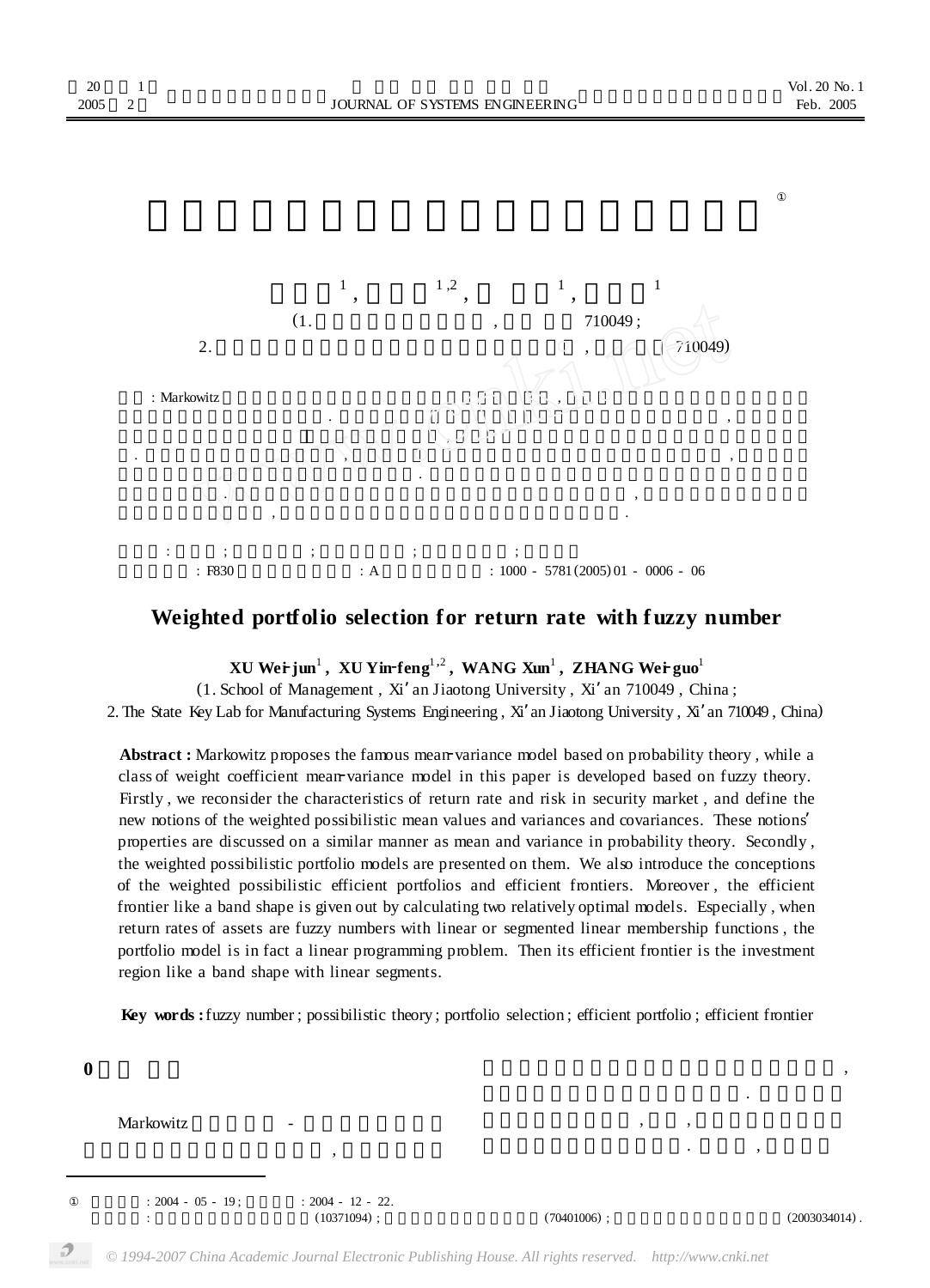# Weighted portfolio selection for return rate with fuzzy number

**XU Wei-jun[1], XU Yin-feng[1,2], WANG Xun[1], ZHANG Wei-guo[1]**

(1. School of Management, Xi'an Jiaotong University, Xi'an 710049, China;
2. The State Key Lab for Manufacturing Systems Engineering, Xi'an Jiaotong University, Xi'an 710049, China)

: Markowitz

: ; ; ; ;

: F830 : A : 1000 - 5781(2005)01 - 0006 - 06

**Abstract:** Markowitz proposes the famous mean-variance model based on probability theory, while a class of weight coefficient mean-variance model in this paper is developed based on fuzzy theory. Firstly, we reconsider the characteristics of return rate and risk in security market, and define the new notions of the weighted possibilistic mean values and variances and covariances. These notions' properties are discussed on a similar manner as mean and variance in probability theory. Secondly, the weighted possibilistic portfolio models are presented on them. We also introduce the conceptions of the weighted possibilistic efficient portfolios and efficient frontiers. Moreover, the efficient frontier like a band shape is given out by calculating two relatively optimal models. Especially, when return rates of assets are fuzzy numbers with linear or segmented linear membership functions, the portfolio model is in fact a linear programming problem. Then its efficient frontier is the investment region like a band shape with linear segments.

**Key words:** fuzzy number; possibilistic theory; portfolio selection; efficient portfolio; efficient frontier

## 0

Markowitz -

: 2004 - 05 - 19; : 2004 - 12 - 22.
: (10371094); (70401006); (2003034014).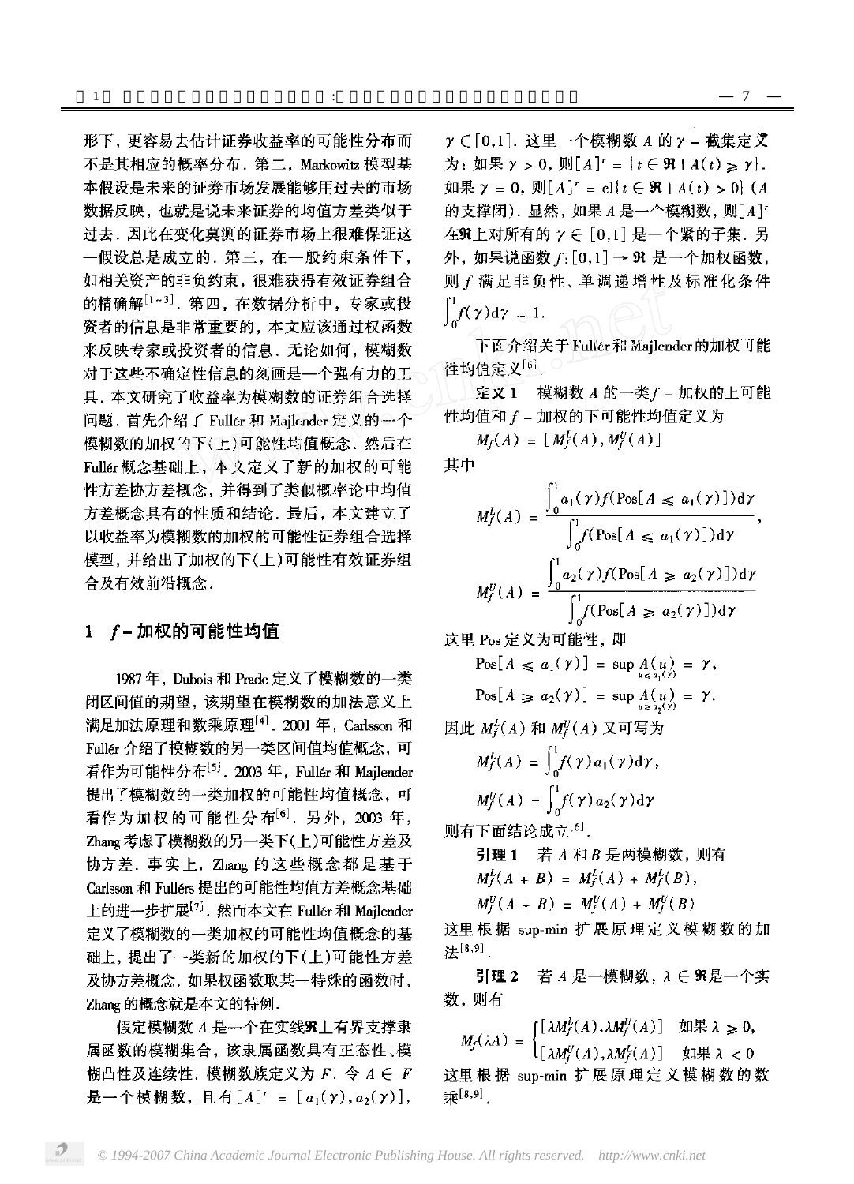形下，更容易去估计证券收益率的可能性分布而不是其相应的概率分布．第二，Markowitz 模型基本假设是未来的证券市场发展能够用过去的市场数据反映，也就是说未来证券的均值方差类似于过去．因此在变化莫测的证券市场上很难保证这一假设总是成立的．第三，在一般约束条件下，如相关资产的非负约束，很难获得有效证券组合的精确解[1~3]．第四，在数据分析中，专家或投资者的信息是非常重要的，本文应该通过权函数来反映专家或投资者的信息．无论如何，模糊数对于这些不确定性信息的刻画是一个强有力的工具．本文研究了收益率为模糊数的证券组合选择问题．首先介绍了 Fullér 和 Majlender 定义的一个模糊数的加权的下(上)可能性均值概念．然后在 Fullér 概念基础上，本文定义了新的加权的可能性方差协方差概念，并得到了类似概率论中均值方差概念具有的性质和结论．最后，本文建立了以收益率为模糊数的加权的可能性证券组合选择模型，并给出了加权的下(上)可能性有效证券组合及有效前沿概念．

## 1　$f$－加权的可能性均值

1987 年，Dubois 和 Prade 定义了模糊数的一类闭区间值的期望，该期望在模糊数的加法意义上满足加法原理和数乘原理[4]．2001 年，Carlsson 和 Fullér 介绍了模糊数的另一类区间值均值概念，可看作为可能性分布[5]．2003 年，Fullér 和 Majlender 提出了模糊数的一类加权的可能性均值概念，可看作为加权的可能性分布[6]．另外，2003 年，Zhang 考虑了模糊数的另一类下(上)可能性方差及协方差．事实上，Zhang 的这些概念都是基于 Carlsson 和 Fullérs 提出的可能性均值方差概念基础上的进一步扩展[7]．然而本文在 Fullér 和 Majlender 定义了模糊数的一类加权的可能性均值概念的基础上，提出了一类新的加权的下(上)可能性方差及协方差概念．如果权函数取某一特殊的函数时，Zhang 的概念就是本文的特例．

假定模糊数 $A$ 是一个在实线$\mathfrak{R}$上有界支撑隶属函数的模糊集合，该隶属函数具有正态性、模糊凸性及连续性．模糊数族定义为 $F$．令 $A \in F$ 是一个模糊数，且有 $[A]^{\gamma} = [a_1(\gamma), a_2(\gamma)]$，$\gamma \in [0,1]$．这里一个模糊数 $A$ 的 $\gamma$－截集定义为：如果 $\gamma > 0$，则 $[A]^{\gamma} = \{t \in \mathfrak{R} \mid A(t) \geqslant \gamma\}$．如果 $\gamma = 0$，则 $[A]^{\gamma} = \mathrm{cl}\{t \in \mathfrak{R} \mid A(t) > 0\}$ ($A$ 的支撑闭)．显然，如果 $A$ 是一个模糊数，则 $[A]^{\gamma}$ 在$\mathfrak{R}$上对所有的 $\gamma \in [0,1]$ 是一个紧的子集．另外，如果说函数 $f:[0,1] \rightarrow \mathfrak{R}$ 是一个加权函数，则 $f$ 满足非负性、单调递增性及标准化条件 $\int_0^1 f(\gamma)\mathrm{d}\gamma = 1$．

下面介绍关于 Fullér 和 Majlender 的加权可能性均值定义[6]．

**定义 1**　模糊数 $A$ 的一类 $f$－加权的上可能性均值和 $f$－加权的下可能性均值定义为

$$M_f(A) = [M_f^L(A), M_f^U(A)]$$

其中

$$M_f^L(A) = \frac{\int_0^1 a_1(\gamma) f(\mathrm{Pos}[A \leqslant a_1(\gamma)])\mathrm{d}\gamma}{\int_0^1 f(\mathrm{Pos}[A \leqslant a_1(\gamma)])\mathrm{d}\gamma},$$

$$M_f^U(A) = \frac{\int_0^1 a_2(\gamma) f(\mathrm{Pos}[A \geqslant a_2(\gamma)])\mathrm{d}\gamma}{\int_0^1 f(\mathrm{Pos}[A \geqslant a_2(\gamma)])\mathrm{d}\gamma}$$

这里 Pos 定义为可能性，即

$$\mathrm{Pos}[A \leqslant a_1(\gamma)] = \sup_{u \leqslant a_1(\gamma)} A(u) = \gamma,$$

$$\mathrm{Pos}[A \geqslant a_2(\gamma)] = \sup_{u \geqslant a_2(\gamma)} A(u) = \gamma.$$

因此 $M_f^L(A)$ 和 $M_f^U(A)$ 又可写为

$$M_f^L(A) = \int_0^1 f(\gamma) a_1(\gamma)\mathrm{d}\gamma,$$

$$M_f^U(A) = \int_0^1 f(\gamma) a_2(\gamma)\mathrm{d}\gamma$$

则有下面结论成立[6]．

**引理 1**　若 $A$ 和 $B$ 是两模糊数，则有

$$M_f^L(A+B) = M_f^L(A) + M_f^L(B),$$

$$M_f^U(A+B) = M_f^U(A) + M_f^U(B)$$

这里根据 sup-min 扩展原理定义模糊数的加法[8,9]．

**引理 2**　若 $A$ 是一模糊数，$\lambda \in \mathfrak{R}$是一个实数，则有

$$M_f(\lambda A) = \begin{cases} [\lambda M_f^L(A), \lambda M_f^U(A)] & \text{如果 } \lambda \geqslant 0, \\ [\lambda M_f^U(A), \lambda M_f^L(A)] & \text{如果 } \lambda < 0 \end{cases}$$

这里根据 sup-min 扩展原理定义模糊数的数乘[8,9]．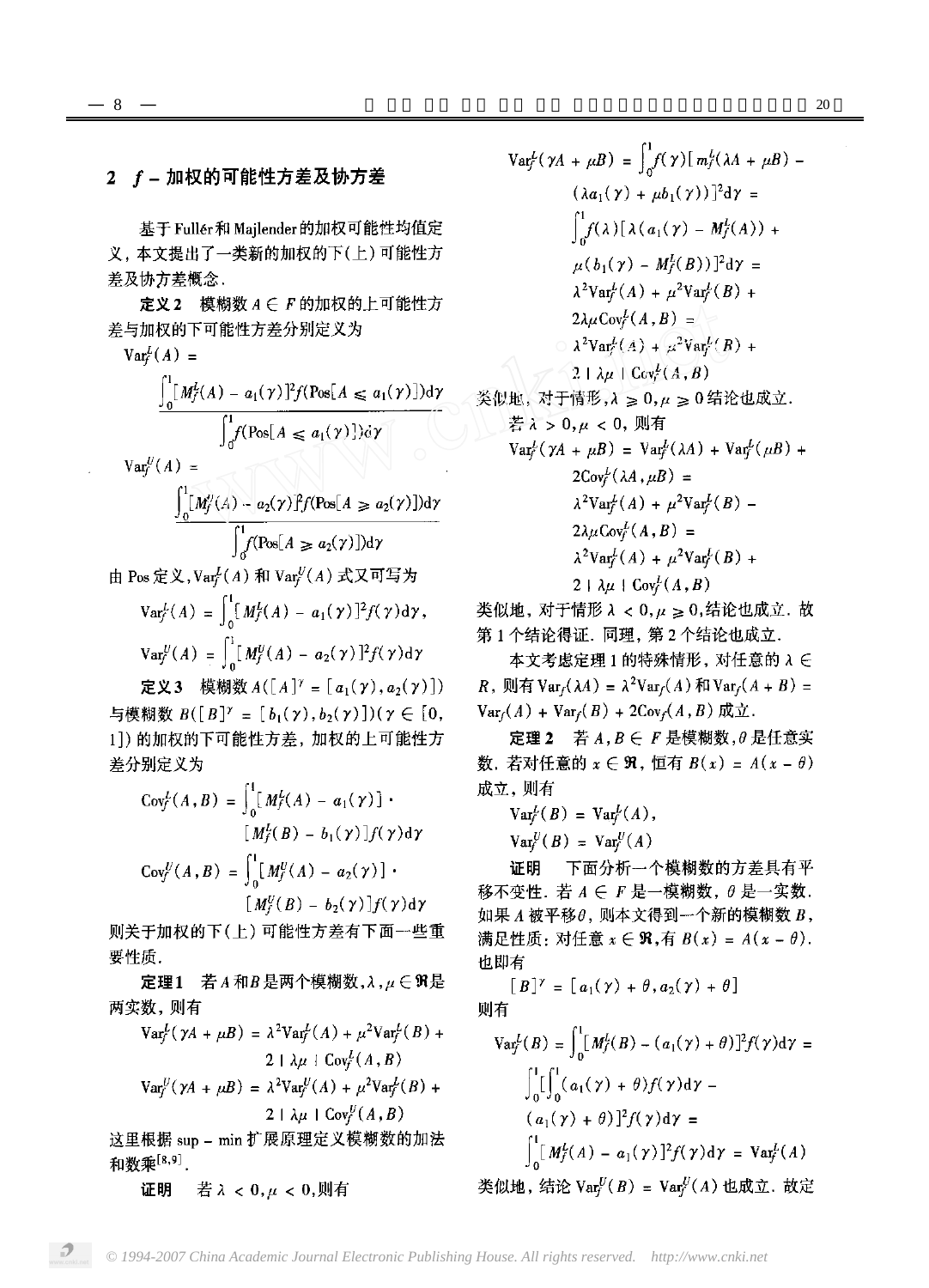## 2 $f$ – 加权的可能性方差及协方差

基于Fullér和Majlender的加权可能性均值定义，本文提出了一类新的加权的下(上)可能性方差及协方差概念.

**定义2** 模糊数 $A \in F$ 的加权的上可能性方差与加权的下可能性方差分别定义为

$$\mathrm{Var}_f^L(A) = \frac{\int_0^1 [M_f^L(A) - a_1(\gamma)]^2 f(\mathrm{Pos}[A \leqslant a_1(\gamma)])\mathrm{d}\gamma}{\int_0^1 f(\mathrm{Pos}[A \leqslant a_1(\gamma)])\mathrm{d}\gamma}$$

$$\mathrm{Var}_f^U(A) = \frac{\int_0^1 [M_f^U(A) - a_2(\gamma)]^2 f(\mathrm{Pos}[A \geqslant a_2(\gamma)])\mathrm{d}\gamma}{\int_0^1 f(\mathrm{Pos}[A \geqslant a_2(\gamma)])\mathrm{d}\gamma}$$

由 Pos 定义，$\mathrm{Var}_f^L(A)$ 和 $\mathrm{Var}_f^U(A)$ 式又可写为

$$\mathrm{Var}_f^L(A) = \int_0^1 [M_f^L(A) - a_1(\gamma)]^2 f(\gamma)\mathrm{d}\gamma,$$

$$\mathrm{Var}_f^U(A) = \int_0^1 [M_f^U(A) - a_2(\gamma)]^2 f(\gamma)\mathrm{d}\gamma$$

**定义3** 模糊数 $A([A]^\gamma = [a_1(\gamma), a_2(\gamma)])$ 与模糊数 $B([B]^\gamma = [b_1(\gamma), b_2(\gamma)])(\gamma \in [0, 1])$ 的加权的下可能性方差，加权的上可能性方差分别定义为

$$\mathrm{Cov}_f^L(A,B) = \int_0^1 [M_f^L(A) - a_1(\gamma)] \cdot [M_f^L(B) - b_1(\gamma)] f(\gamma)\mathrm{d}\gamma$$

$$\mathrm{Cov}_f^U(A,B) = \int_0^1 [M_f^U(A) - a_2(\gamma)] \cdot [M_f^U(B) - b_2(\gamma)] f(\gamma)\mathrm{d}\gamma$$

则关于加权的下(上)可能性方差有下面一些重要性质.

**定理1** 若 $A$ 和 $B$ 是两个模糊数，$\lambda, \mu \in \mathfrak{R}$ 是两实数，则有

$$\mathrm{Var}_f^L(\gamma A + \mu B) = \lambda^2 \mathrm{Var}_f^L(A) + \mu^2 \mathrm{Var}_f^L(B) + 2|\lambda\mu|\mathrm{Cov}_f^L(A,B)$$

$$\mathrm{Var}_f^U(\gamma A + \mu B) = \lambda^2 \mathrm{Var}_f^U(A) + \mu^2 \mathrm{Var}_f^U(B) + 2|\lambda\mu|\mathrm{Cov}_f^U(A,B)$$

这里根据 sup – min 扩展原理定义模糊数的加法和数乘[8,9].

**证明** 若 $\lambda < 0, \mu < 0$，则有

$$\begin{aligned}
\mathrm{Var}_f^L(\gamma A + \mu B) &= \int_0^1 f(\gamma)[m_f^L(\lambda A + \mu B) - (\lambda a_1(\gamma) + \mu b_1(\gamma))]^2 \mathrm{d}\gamma = \\
&\int_0^1 f(\lambda)[\lambda(a_1(\gamma) - M_f^L(A)) + \mu(b_1(\gamma) - M_f^L(B))]^2 \mathrm{d}\gamma = \\
&\lambda^2 \mathrm{Var}_f^L(A) + \mu^2 \mathrm{Var}_f^L(B) + 2\lambda\mu\mathrm{Cov}_f^L(A,B) = \\
&\lambda^2 \mathrm{Var}_f^L(A) + \mu^2 \mathrm{Var}_f^L(B) + 2|\lambda\mu|\mathrm{Cov}_f^L(A,B)
\end{aligned}$$

类似地，对于情形，$\lambda \geqslant 0, \mu \geqslant 0$ 结论也成立.

若 $\lambda > 0, \mu < 0$，则有

$$\begin{aligned}
\mathrm{Var}_f^L(\gamma A + \mu B) &= \mathrm{Var}_f^L(\lambda A) + \mathrm{Var}_f^L(\mu B) + 2\mathrm{Cov}_f^L(\lambda A, \mu B) = \\
&\lambda^2 \mathrm{Var}_f^L(A) + \mu^2 \mathrm{Var}_f^L(B) - 2\lambda\mu\mathrm{Cov}_f^L(A,B) = \\
&\lambda^2 \mathrm{Var}_f^L(A) + \mu^2 \mathrm{Var}_f^L(B) + 2|\lambda\mu|\mathrm{Cov}_f^L(A,B)
\end{aligned}$$

类似地，对于情形 $\lambda < 0, \mu \geqslant 0$，结论也成立. 故第1个结论得证. 同理，第2个结论也成立.

本文考虑定理1的特殊情形，对任意的 $\lambda \in R$，则有 $\mathrm{Var}_f(\lambda A) = \lambda^2 \mathrm{Var}_f(A)$ 和 $\mathrm{Var}_f(A + B) = \mathrm{Var}_f(A) + \mathrm{Var}_f(B) + 2\mathrm{Cov}_f(A,B)$ 成立.

**定理2** 若 $A, B \in F$ 是模糊数，$\theta$ 是任意实数. 若对任意的 $x \in \mathfrak{R}$，恒有 $B(x) = A(x - \theta)$ 成立，则有

$$\mathrm{Var}_f^L(B) = \mathrm{Var}_f^L(A),$$

$$\mathrm{Var}_f^U(B) = \mathrm{Var}_f^U(A)$$

**证明** 下面分析一个模糊数的方差具有平移不变性. 若 $A \in F$ 是一模糊数，$\theta$ 是一实数. 如果 $A$ 被平移 $\theta$，则本文得到一个新的模糊数 $B$，满足性质：对任意 $x \in \mathfrak{R}$，有 $B(x) = A(x - \theta)$. 也即有

$$[B]^\gamma = [a_1(\gamma) + \theta, a_2(\gamma) + \theta]$$

则有

$$\begin{aligned}
\mathrm{Var}_f^L(B) &= \int_0^1 [M_f^L(B) - (a_1(\gamma) + \theta)]^2 f(\gamma)\mathrm{d}\gamma = \\
&\int_0^1 [\int_0^1 (a_1(\gamma) + \theta) f(\gamma)\mathrm{d}\gamma - (a_1(\gamma) + \theta)]^2 f(\gamma)\mathrm{d}\gamma = \\
&\int_0^1 [M_f^L(A) - a_1(\gamma)]^2 f(\gamma)\mathrm{d}\gamma = \mathrm{Var}_f^L(A)
\end{aligned}$$

类似地，结论 $\mathrm{Var}_f^U(B) = \mathrm{Var}_f^U(A)$ 也成立. 故定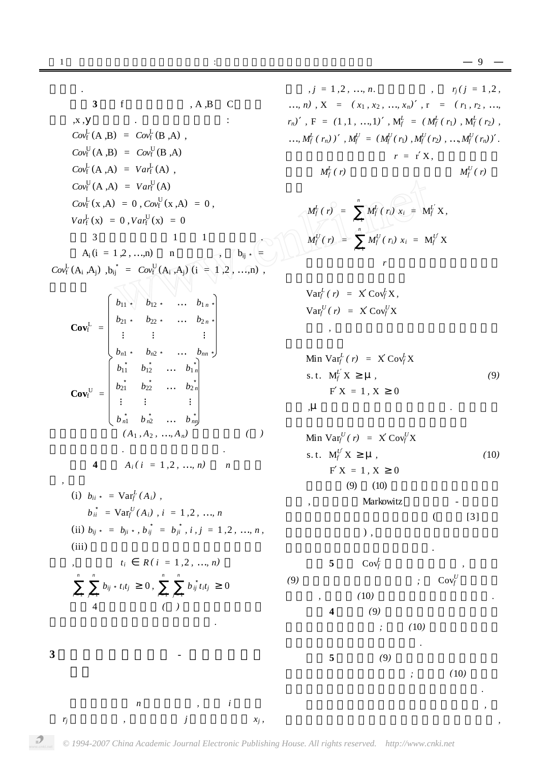性质 .

性质 **3** 设 f 为模糊测度函数, A ,B 和 C 为模糊 ,x ,y 为实数 . 则有以下性质成立 :

$Cov_f^L(A,B) = Cov_f^L(B,A)$ ,

$Cov_f^U(A,B) = Cov_f^U(B,A)$

$Cov_f^L(A,A) = Var_f^L(A)$ ,

$Cov_f^U(A,A) = Var_f^U(A)$

$Cov_f^L(x,A) = 0$ , $Cov_f^U(x,A) = 0$ ,

$Var_f^L(x) = 0$ , $Var_f^U(x) = 0$

性质 3 的证明由定义 1 和 1 很容易得到 .

设 $A_i(i = 1,2,\ldots,n)$ 是 n 个模糊数 , 令 $b_{ij*} = Cov_f^L(A_i,A_j)$ , $b_{ij}^* = Cov_f^U(A_i,A_j)$ $(i = 1,2,\ldots,n)$ ,

并记为

$$
\mathbf{Cov}_f^L = \begin{pmatrix} b_{11*} & b_{12*} & \cdots & b_{1n*} \\ b_{21*} & b_{22*} & \cdots & b_{2n*} \\ \vdots & \vdots & & \vdots \\ b_{n1*} & b_{n2*} & \cdots & b_{nn*} \end{pmatrix}
$$

$$
\mathbf{Cov}_f^U = \begin{pmatrix} b_{11}^* & b_{12}^* & \cdots & b_{1n}^* \\ b_{21}^* & b_{22}^* & \cdots & b_{2n}^* \\ \vdots & \vdots & & \vdots \\ b_{n1}^* & b_{n2}^* & \cdots & b_{nn}^* \end{pmatrix}
$$

称为模糊向量 $(A_1,A_2,\ldots,A_n)$ 的下、上可能性( )协方差矩阵 . 它们有以下一些性质 .

性质 **4** 设 $A_i(i = 1,2,\ldots,n)$ 是 n 个模糊 , 则有

(i) $b_{ii*} = \mathrm{Var}_f^L(A_i)$ ,

$b_{ii}^* = \mathrm{Var}_f^U(A_i)$ , $i = 1,2,\ldots,n$

(ii) $b_{ij*} = b_{ji*}$ , $b_{ij}^* = b_{ji}^*$ , $i,j = 1,2,\ldots,n$ ,

(iii) 

, 对任意 $t_i \in R(i = 1,2,\ldots,n)$ 有

$$
\sum_{i=1}^{n}\sum_{j=1}^{n} b_{ij*}t_it_j \geq 0 , \sum_{i=1}^{n}\sum_{j=1}^{n} b_{ij}^*t_it_j \geq 0
$$

性质 4 的证明可由定义 ( ) 

.

## 3 

设有 n 种风险资产 , 第 i 种资产 $r_j$ 为模糊收益 , 投资于第 j 种资产比例为 $x_j$ , $j = 1,2,\ldots,n$ . , $r_j(j = 1,2,\ldots,n)$ , $X = (x_1,x_2,\ldots,x_n)'$ , $r = (r_1,r_2,\ldots,r_n)'$ , $F = (1,1,\ldots,1)'$ , $M_f^L = (M_f^L(r_1),M_f^L(r_2),\ldots,M_f^L(r_n))'$ , $M_f^U = (M_f^U(r_1),M_f^U(r_2),\ldots,M_f^U(r_n))'$ . 则组合收益为 $r = r'X$ , 其下均值 $M_f^L(r)$ 和上均值 $M_f^U(r)$ 为

$$
M_f^L(r) = \sum_{i=1}^{n} M_f^L(r_i)x_i = M_f^{L'}X ,
$$

$$
M_f^U(r) = \sum_{i=1}^{n} M_f^U(r_i)x_i = M_f^{U'}X
$$

组合收益 r 的下、上方差为

$$
\mathrm{Var}_f^L(r) = X'\mathrm{Cov}_f^L X ,
$$

$$
\mathrm{Var}_f^U(r) = X'\mathrm{Cov}_f^U X
$$

, 

$$
\begin{aligned}
&\mathrm{Min}\ \mathrm{Var}_f^L(r) = X'\mathrm{Cov}_f^L X \\
&\mathrm{s.t.}\ M_f^{L'}X \geq \mu , \\
&\quad F'X = 1 , X \geq 0
\end{aligned} \tag{9}
$$

, μ .

$$
\begin{aligned}
&\mathrm{Min}\ \mathrm{Var}_f^U(r) = X'\mathrm{Cov}_f^U X \\
&\mathrm{s.t.}\ M_f^{U'}X \geq \mu , \\
&\quad F'X = 1 , X \geq 0
\end{aligned} \tag{10}
$$

(9) (10) , Markowitz - ( [3] ) , .

**5** $\mathrm{Cov}_f^L$ , (9) ; $\mathrm{Cov}_f^U$ , (10) .

**4** (9) ; (10) .

**5** (9) ; (10) .

, ,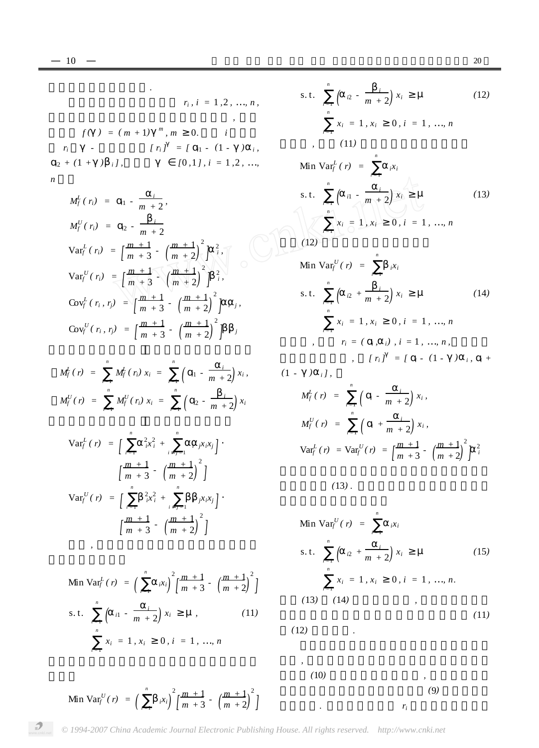.

$r_i, i = 1,2,\dots,n$,

,

$f(\gamma) = (m+1)\gamma^m, m \ge 0.$ $i$

$r_i$ $\gamma$ - $[r_i]^\gamma = [\alpha_{i1} - (1-\gamma)\alpha_i, \alpha_{i2} + (1+\gamma)\beta_i]$, $\gamma \in [0,1], i = 1,2,\dots, n$

$$M_f^L(r_i) = \alpha_{i1} - \frac{\alpha_i}{m+2},$$

$$M_f^U(r_i) = \alpha_{i2} - \frac{\beta_i}{m+2}$$

$$\mathrm{Var}_f^L(r_i) = \left[\frac{m+1}{m+3} - \left(\frac{m+1}{m+2}\right)^2\right]\alpha_i^2,$$

$$\mathrm{Var}_f^U(r_i) = \left[\frac{m+1}{m+3} - \left(\frac{m+1}{m+2}\right)^2\right]\beta_i^2,$$

$$\mathrm{Cov}_f^L(r_i, r_j) = \left[\frac{m+1}{m+3} - \left(\frac{m+1}{m+2}\right)^2\right]\alpha_i\alpha_j,$$

$$\mathrm{Cov}_f^U(r_i, r_j) = \left[\frac{m+1}{m+3} - \left(\frac{m+1}{m+2}\right)^2\right]\beta_i\beta_j$$

$$M_f^L(r) = \sum_{i=1}^n M_f^L(r_i)x_i = \sum_{i=1}^n\left(\alpha_{i1} - \frac{\alpha_i}{m+2}\right)x_i,$$

$$M_f^U(r) = \sum_{i=1}^n M_f^U(r_i)x_i = \sum_{i=1}^n\left(\alpha_{i2} - \frac{\beta_i}{m+2}\right)x_i$$

$$\mathrm{Var}_f^L(r) = \left[\sum_{i=1}^n \alpha_i^2x_i^2 + \sum_{i \ne j=1}^n \alpha_i\alpha_j x_i x_j\right]\cdot\left[\frac{m+1}{m+3} - \left(\frac{m+1}{m+2}\right)^2\right]$$

$$\mathrm{Var}_f^U(r) = \left[\sum_{i=1}^n \beta_i^2x_i^2 + \sum_{i \ne j=1}^n \beta_i\beta_j x_i x_j\right]\cdot\left[\frac{m+1}{m+3} - \left(\frac{m+1}{m+2}\right)^2\right]$$

,

$$\begin{aligned}
&\mathrm{Min}\ \mathrm{Var}_f^L(r) = \left(\sum_{i=1}^n \alpha_i x_i\right)^2\left[\frac{m+1}{m+3} - \left(\frac{m+1}{m+2}\right)^2\right] \\
&\text{s.t.}\ \sum_{i=1}^n\left(\alpha_{i1} - \frac{\alpha_i}{m+2}\right)x_i \ge \mu, \qquad (11) \\
&\sum_{i=1}^n x_i = 1, x_i \ge 0, i = 1,\dots,n
\end{aligned}$$

$$\begin{aligned}
&\mathrm{Min}\ \mathrm{Var}_f^U(r) = \left(\sum_{i=1}^n \beta_i x_i\right)^2\left[\frac{m+1}{m+3} - \left(\frac{m+1}{m+2}\right)^2\right] \\
&\text{s.t.}\ \sum_{i=1}^n\left(\alpha_{i2} - \frac{\beta_i}{m+2}\right)x_i \ge \mu \qquad (12) \\
&\sum_{i=1}^n x_i = 1, x_i \ge 0, i = 1,\dots,n
\end{aligned}$$

, (11)

$$\begin{aligned}
&\mathrm{Min}\ \mathrm{Var}_f^L(r) = \sum_{i=1}^n \alpha_i x_i \\
&\text{s.t.}\ \sum_{i=1}^n\left(\alpha_{i1} - \frac{\alpha_i}{m+2}\right)x_i \ge \mu \qquad (13) \\
&\sum_{i=1}^n x_i = 1, x_i \ge 0, i = 1,\dots,n
\end{aligned}$$

(12)

$$\begin{aligned}
&\mathrm{Min}\ \mathrm{Var}_f^U(r) = \sum_{i=1}^n \beta_i x_i \\
&\text{s.t.}\ \sum_{i=1}^n\left(\alpha_{i2} + \frac{\beta_i}{m+2}\right)x_i \ge \mu \qquad (14) \\
&\sum_{i=1}^n x_i = 1, x_i \ge 0, i = 1,\dots,n
\end{aligned}$$

, $r_i = (a_i, \alpha_i), i = 1,\dots,n$, , $[r_i]^\gamma = [a_i - (1-\gamma)\alpha_i, a_i + (1-\gamma)\alpha_i]$,

$$M_f^L(r) = \sum_{i=1}^n\left(a_i - \frac{\alpha_i}{m+2}\right)x_i,$$

$$M_f^U(r) = \sum_{i=1}^n\left(a_i + \frac{\alpha_i}{m+2}\right)x_i,$$

$$\mathrm{Var}_f^L(r) = \mathrm{Var}_f^U(r) = \left[\frac{m+1}{m+3} - \left(\frac{m+1}{m+2}\right)^2\right]\alpha_i^2$$

(13).

$$\begin{aligned}
&\mathrm{Min}\ \mathrm{Var}_f^U(r) = \sum_{i=1}^n \alpha_i x_i \\
&\text{s.t.}\ \sum_{i=1}^n\left(\alpha_{i2} + \frac{\alpha_i}{m+2}\right)x_i \ge \mu \qquad (15) \\
&\sum_{i=1}^n x_i = 1, x_i \ge 0, i = 1,\dots,n.
\end{aligned}$$

(13) (14) , (11) (12) .

, (10) , (9) . $r_i$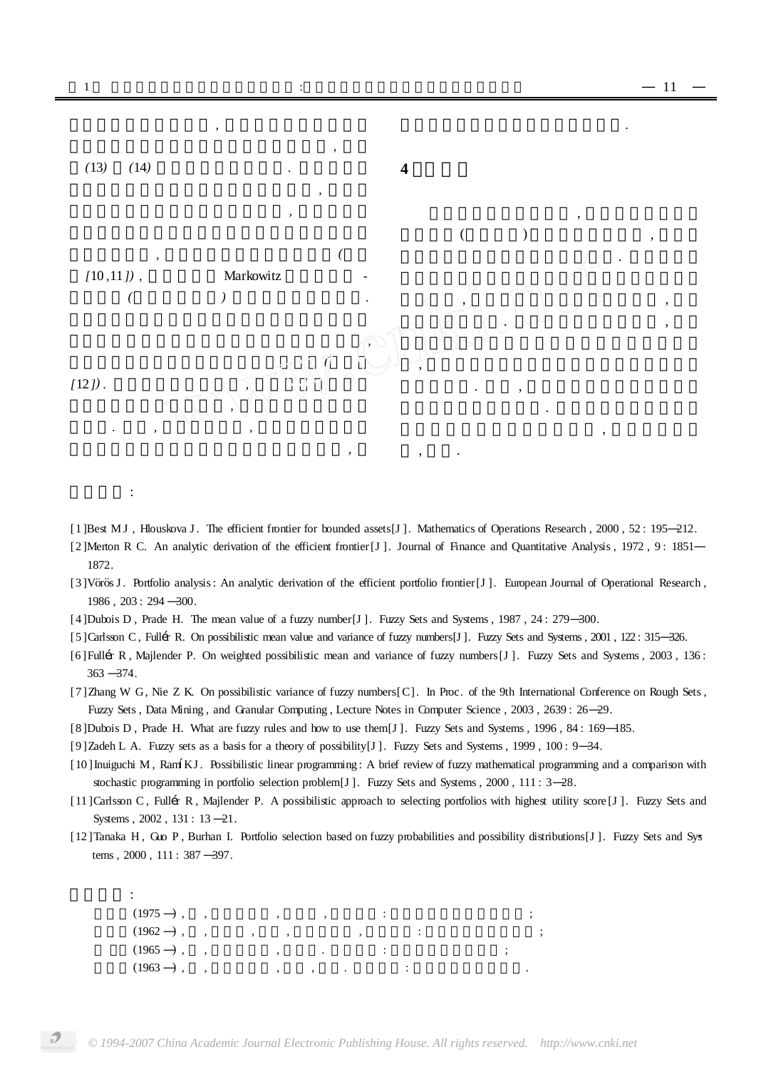(13) (14)

([10,11]), Markowitz

([12]).

## 4

:

[1] Best M J, Hlouskova J. The efficient frontier for bounded assets[J]. Mathematics of Operations Research, 2000, 52: 195—212.

[2] Merton R C. An analytic derivation of the efficient frontier[J]. Journal of Finance and Quantitative Analysis, 1972, 9: 1851—1872.

[3] Vörös J. Portfolio analysis: An analytic derivation of the efficient portfolio frontier[J]. European Journal of Operational Research, 1986, 203: 294—300.

[4] Dubois D, Prade H. The mean value of a fuzzy number[J]. Fuzzy Sets and Systems, 1987, 24: 279—300.

[5] Carlsson C, Fullér R. On possibilistic mean value and variance of fuzzy numbers[J]. Fuzzy Sets and Systems, 2001, 122: 315—326.

[6] Fullér R, Majlender P. On weighted possibilistic mean and variance of fuzzy numbers[J]. Fuzzy Sets and Systems, 2003, 136: 363—374.

[7] Zhang W G, Nie Z K. On possibilistic variance of fuzzy numbers[C]. In Proc. of the 9th International Conference on Rough Sets, Fuzzy Sets, Data Mining, and Granular Computing, Lecture Notes in Computer Science, 2003, 2639: 26—29.

[8] Dubois D, Prade H. What are fuzzy rules and how to use them[J]. Fuzzy Sets and Systems, 1996, 84: 169—185.

[9] Zadeh L A. Fuzzy sets as a basis for a theory of possibility[J]. Fuzzy Sets and Systems, 1999, 100: 9—34.

[10] Inuiguchi M, Ramík J. Possibilistic linear programming: A brief review of fuzzy mathematical programming and a comparison with stochastic programming in portfolio selection problem[J]. Fuzzy Sets and Systems, 2000, 111: 3—28.

[11] Carlsson C, Fullér R, Majlender P. A possibilistic approach to selecting portfolios with highest utility score[J]. Fuzzy Sets and Systems, 2002, 131: 13—21.

[12] Tanaka H, Guo P, Burhan I. Portfolio selection based on fuzzy probabilities and possibility distributions[J]. Fuzzy Sets and Systems, 2000, 111: 387—397.

:

(1975—)

(1962—)

(1965—)

(1963—)